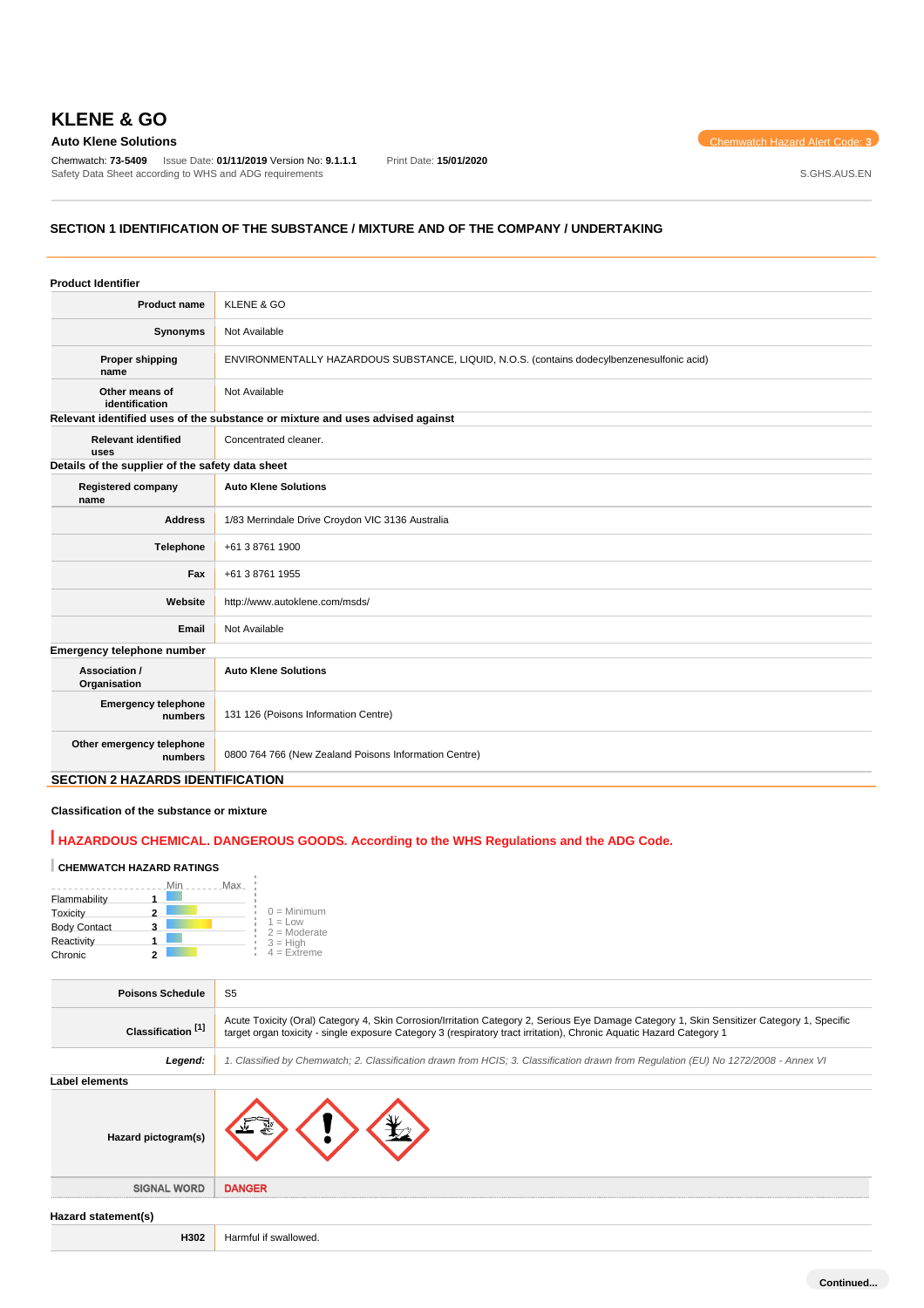# KLENE & GO

**Auto Klene Solutions**

Chemwatch Hazard Alert Code: 3

Chemwatch: **73-5409** Issue Date: **01/11/2019** Version No: **9.1.1.1** Print Date: **15/01/2020**
Safety Data Sheet according to WHS and ADG requirements

S.GHS.AUS.EN

## SECTION 1 IDENTIFICATION OF THE SUBSTANCE / MIXTURE AND OF THE COMPANY / UNDERTAKING

### Product Identifier

| | |
|---|---|
| **Product name** | KLENE & GO |
| **Synonyms** | Not Available |
| **Proper shipping name** | ENVIRONMENTALLY HAZARDOUS SUBSTANCE, LIQUID, N.O.S. (contains dodecylbenzenesulfonic acid) |
| **Other means of identification** | Not Available |

### Relevant identified uses of the substance or mixture and uses advised against

| | |
|---|---|
| **Relevant identified uses** | Concentrated cleaner. |

### Details of the supplier of the safety data sheet

| | |
|---|---|
| **Registered company name** | **Auto Klene Solutions** |
| **Address** | 1/83 Merrindale Drive Croydon VIC 3136 Australia |
| **Telephone** | +61 3 8761 1900 |
| **Fax** | +61 3 8761 1955 |
| **Website** | http://www.autoklene.com/msds/ |
| **Email** | Not Available |

### Emergency telephone number

| | |
|---|---|
| **Association / Organisation** | **Auto Klene Solutions** |
| **Emergency telephone numbers** | 131 126 (Poisons Information Centre) |
| **Other emergency telephone numbers** | 0800 764 766 (New Zealand Poisons Information Centre) |

## SECTION 2 HAZARDS IDENTIFICATION

### Classification of the substance or mixture

**HAZARDOUS CHEMICAL. DANGEROUS GOODS. According to the WHS Regulations and the ADG Code.**

**CHEMWATCH HAZARD RATINGS**

| | Rating |
|---|---|
| Flammability | 1 |
| Toxicity | 2 |
| Body Contact | 3 |
| Reactivity | 1 |
| Chronic | 2 |

0 = Minimum
1 = Low
2 = Moderate
3 = High
4 = Extreme

| | |
|---|---|
| **Poisons Schedule** | S5 |
| **Classification [1]** | Acute Toxicity (Oral) Category 4, Skin Corrosion/Irritation Category 2, Serious Eye Damage Category 1, Skin Sensitizer Category 1, Specific target organ toxicity - single exposure Category 3 (respiratory tract irritation), Chronic Aquatic Hazard Category 1 |
| ***Legend:*** | *1. Classified by Chemwatch; 2. Classification drawn from HCIS; 3. Classification drawn from Regulation (EU) No 1272/2008 - Annex VI* |

### Label elements

| | |
|---|---|
| **Hazard pictogram(s)** | |
| **SIGNAL WORD** | **DANGER** |

### Hazard statement(s)

| | |
|---|---|
| **H302** | Harmful if swallowed. |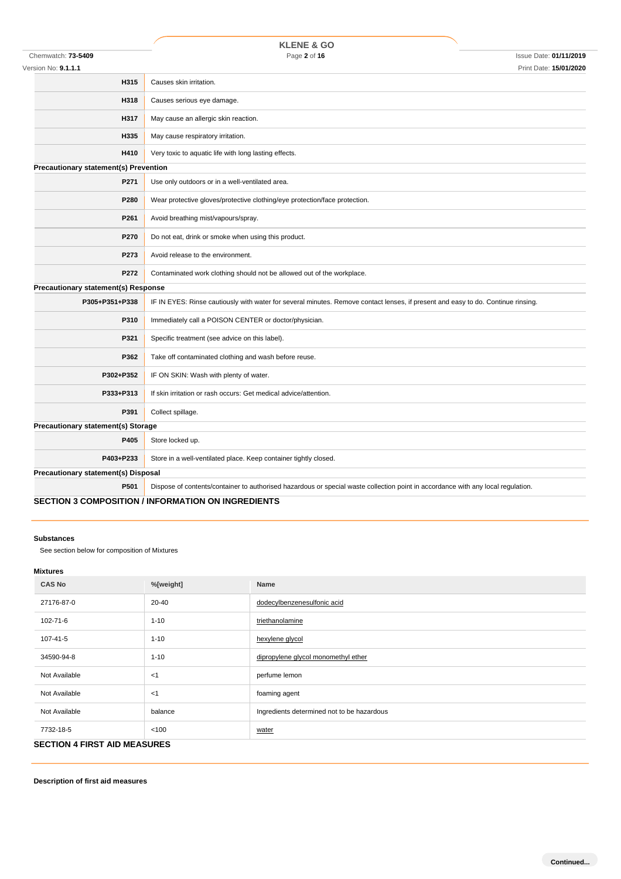| | |
|---|---|
| H315 | Causes skin irritation. |
| H318 | Causes serious eye damage. |
| H317 | May cause an allergic skin reaction. |
| H335 | May cause respiratory irritation. |
| H410 | Very toxic to aquatic life with long lasting effects. |

**Precautionary statement(s) Prevention**

| | |
|---|---|
| P271 | Use only outdoors or in a well-ventilated area. |
| P280 | Wear protective gloves/protective clothing/eye protection/face protection. |
| P261 | Avoid breathing mist/vapours/spray. |
| P270 | Do not eat, drink or smoke when using this product. |
| P273 | Avoid release to the environment. |
| P272 | Contaminated work clothing should not be allowed out of the workplace. |

**Precautionary statement(s) Response**

| | |
|---|---|
| P305+P351+P338 | IF IN EYES: Rinse cautiously with water for several minutes. Remove contact lenses, if present and easy to do. Continue rinsing. |
| P310 | Immediately call a POISON CENTER or doctor/physician. |
| P321 | Specific treatment (see advice on this label). |
| P362 | Take off contaminated clothing and wash before reuse. |
| P302+P352 | IF ON SKIN: Wash with plenty of water. |
| P333+P313 | If skin irritation or rash occurs: Get medical advice/attention. |
| P391 | Collect spillage. |

**Precautionary statement(s) Storage**

| | |
|---|---|
| P405 | Store locked up. |
| P403+P233 | Store in a well-ventilated place. Keep container tightly closed. |

**Precautionary statement(s) Disposal**

| | |
|---|---|
| P501 | Dispose of contents/container to authorised hazardous or special waste collection point in accordance with any local regulation. |

## SECTION 3 COMPOSITION / INFORMATION ON INGREDIENTS

**Substances**

See section below for composition of Mixtures

**Mixtures**

| CAS No | %[weight] | Name |
|---|---|---|
| 27176-87-0 | 20-40 | dodecylbenzenesulfonic acid |
| 102-71-6 | 1-10 | triethanolamine |
| 107-41-5 | 1-10 | hexylene glycol |
| 34590-94-8 | 1-10 | dipropylene glycol monomethyl ether |
| Not Available | <1 | perfume lemon |
| Not Available | <1 | foaming agent |
| Not Available | balance | Ingredients determined not to be hazardous |
| 7732-18-5 | <100 | water |

## SECTION 4 FIRST AID MEASURES

**Description of first aid measures**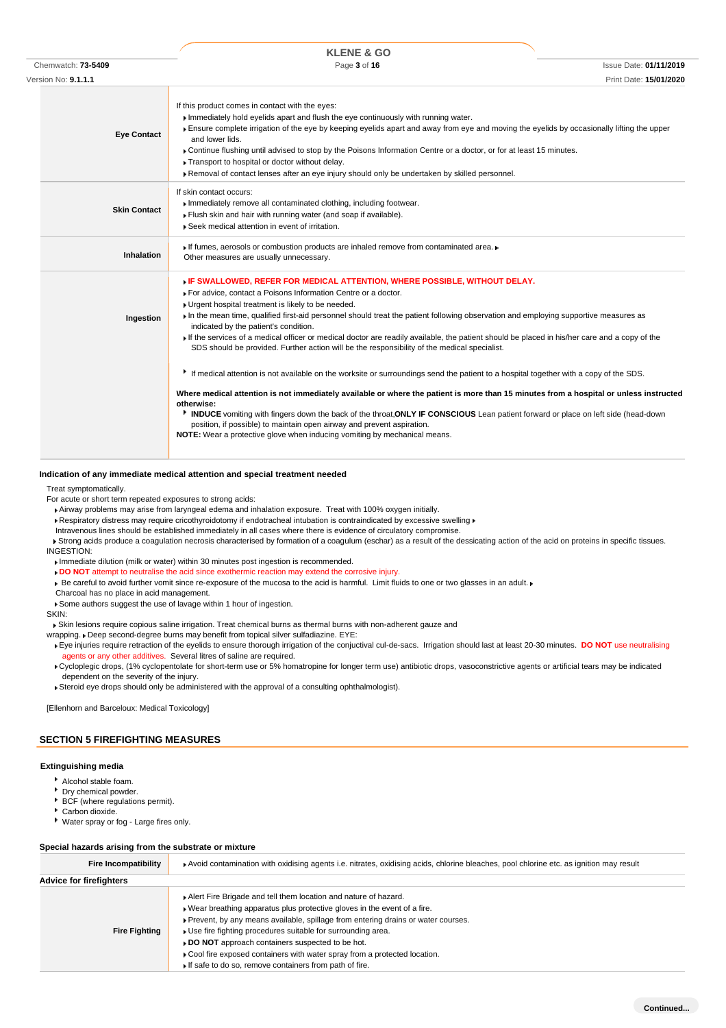| | |
|---|---|
| **Eye Contact** | If this product comes in contact with the eyes:<br>▸ Immediately hold eyelids apart and flush the eye continuously with running water.<br>▸ Ensure complete irrigation of the eye by keeping eyelids apart and away from eye and moving the eyelids by occasionally lifting the upper and lower lids.<br>▸ Continue flushing until advised to stop by the Poisons Information Centre or a doctor, or for at least 15 minutes.<br>▸ Transport to hospital or doctor without delay.<br>▸ Removal of contact lenses after an eye injury should only be undertaken by skilled personnel. |
| **Skin Contact** | If skin contact occurs:<br>▸ Immediately remove all contaminated clothing, including footwear.<br>▸ Flush skin and hair with running water (and soap if available).<br>▸ Seek medical attention in event of irritation. |
| **Inhalation** | ▸ If fumes, aerosols or combustion products are inhaled remove from contaminated area. ▸<br>Other measures are usually unnecessary. |
| **Ingestion** | ▸ **IF SWALLOWED, REFER FOR MEDICAL ATTENTION, WHERE POSSIBLE, WITHOUT DELAY.**<br>▸ For advice, contact a Poisons Information Centre or a doctor.<br>▸ Urgent hospital treatment is likely to be needed.<br>▸ In the mean time, qualified first-aid personnel should treat the patient following observation and employing supportive measures as indicated by the patient's condition.<br>▸ If the services of a medical officer or medical doctor are readily available, the patient should be placed in his/her care and a copy of the SDS should be provided. Further action will be the responsibility of the medical specialist.<br><br>▸ If medical attention is not available on the worksite or surroundings send the patient to a hospital together with a copy of the SDS.<br><br>**Where medical attention is not immediately available or where the patient is more than 15 minutes from a hospital or unless instructed otherwise:**<br>▸ **INDUCE** vomiting with fingers down the back of the throat,**ONLY IF CONSCIOUS** Lean patient forward or place on left side (head-down position, if possible) to maintain open airway and prevent aspiration.<br>**NOTE:** Wear a protective glove when inducing vomiting by mechanical means. |

### Indication of any immediate medical attention and special treatment needed

Treat symptomatically.
For acute or short term repeated exposures to strong acids:

- Airway problems may arise from laryngeal edema and inhalation exposure. Treat with 100% oxygen initially.
- Respiratory distress may require cricothyroidotomy if endotracheal intubation is contraindicated by excessive swelling ▸
  Intravenous lines should be established immediately in all cases where there is evidence of circulatory compromise.
- Strong acids produce a coagulation necrosis characterised by formation of a coagulum (eschar) as a result of the dessicating action of the acid on proteins in specific tissues.

INGESTION:

- Immediate dilution (milk or water) within 30 minutes post ingestion is recommended.
- **DO NOT** attempt to neutralise the acid since exothermic reaction may extend the corrosive injury.
- Be careful to avoid further vomit since re-exposure of the mucosa to the acid is harmful. Limit fluids to one or two glasses in an adult. ▸
  Charcoal has no place in acid management.
- Some authors suggest the use of lavage within 1 hour of ingestion.

SKIN:

- Skin lesions require copious saline irrigation. Treat chemical burns as thermal burns with non-adherent gauze and wrapping. ▸ Deep second-degree burns may benefit from topical silver sulfadiazine. EYE:
- Eye injuries require retraction of the eyelids to ensure thorough irrigation of the conjuctival cul-de-sacs. Irrigation should last at least 20-30 minutes. **DO NOT** use neutralising agents or any other additives. Several litres of saline are required.
- Cycloplegic drops, (1% cyclopentolate for short-term use or 5% homatropine for longer term use) antibiotic drops, vasoconstrictive agents or artificial tears may be indicated dependent on the severity of the injury.
- Steroid eye drops should only be administered with the approval of a consulting ophthalmologist).

[Ellenhorn and Barceloux: Medical Toxicology]

## SECTION 5 FIREFIGHTING MEASURES

### Extinguishing media

- Alcohol stable foam.
- Dry chemical powder.
- BCF (where regulations permit).
- Carbon dioxide.
- Water spray or fog - Large fires only.

### Special hazards arising from the substrate or mixture

| | |
|---|---|
| **Fire Incompatibility** | ▸ Avoid contamination with oxidising agents i.e. nitrates, oxidising acids, chlorine bleaches, pool chlorine etc. as ignition may result |

### Advice for firefighters

| | |
|---|---|
| **Fire Fighting** | ▸ Alert Fire Brigade and tell them location and nature of hazard.<br>▸ Wear breathing apparatus plus protective gloves in the event of a fire.<br>▸ Prevent, by any means available, spillage from entering drains or water courses.<br>▸ Use fire fighting procedures suitable for surrounding area.<br>▸ **DO NOT** approach containers suspected to be hot.<br>▸ Cool fire exposed containers with water spray from a protected location.<br>▸ If safe to do so, remove containers from path of fire. |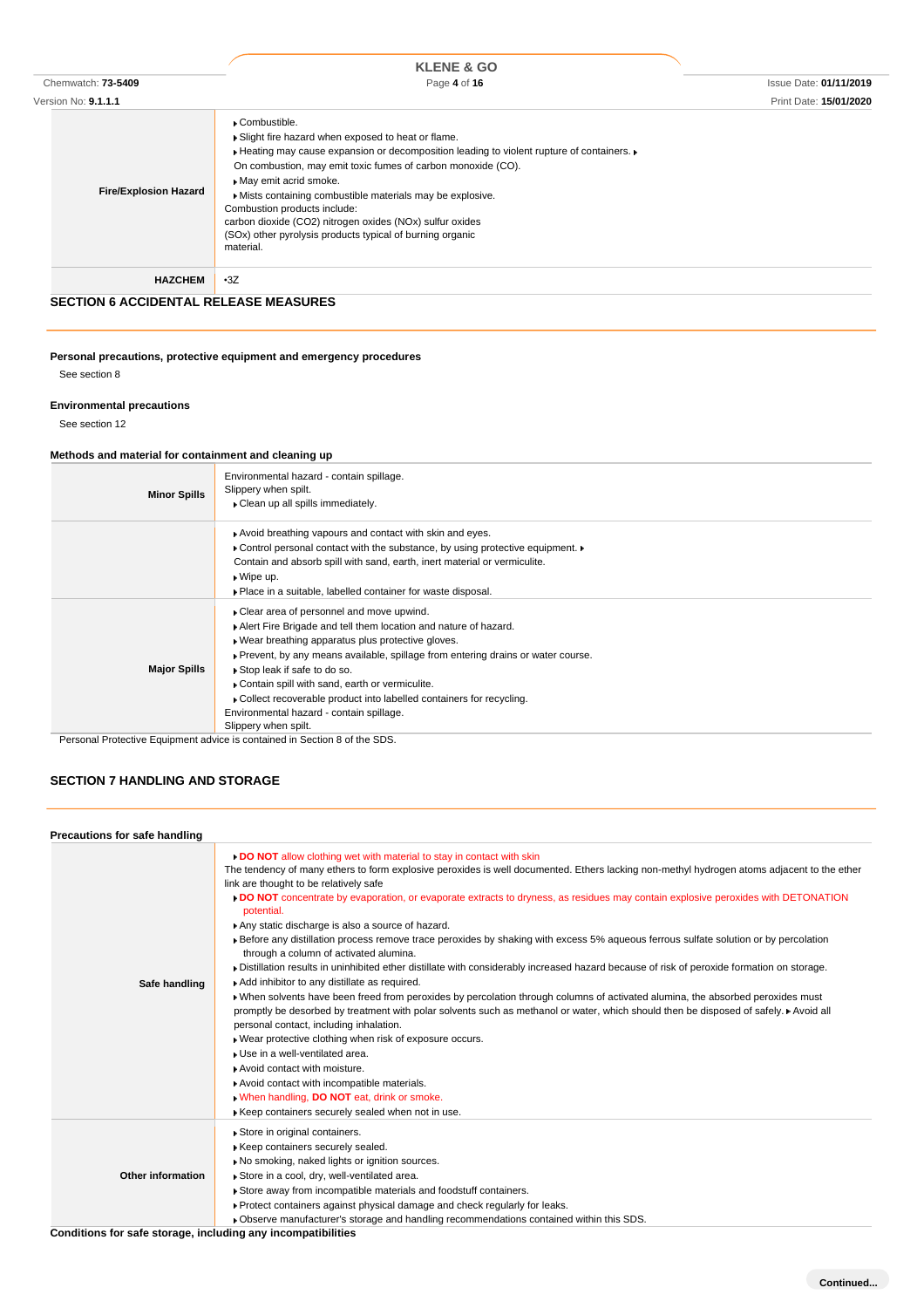| | |
|---|---|
| **Fire/Explosion Hazard** | Combustible.<br>Slight fire hazard when exposed to heat or flame.<br>Heating may cause expansion or decomposition leading to violent rupture of containers.<br>On combustion, may emit toxic fumes of carbon monoxide (CO).<br>May emit acrid smoke.<br>Mists containing combustible materials may be explosive.<br>Combustion products include:<br>carbon dioxide ($CO_2$) nitrogen oxides ($NO_x$) sulfur oxides ($SO_x$) other pyrolysis products typical of burning organic material. |
| **HAZCHEM** | •3Z |

## SECTION 6 ACCIDENTAL RELEASE MEASURES

### Personal precautions, protective equipment and emergency procedures

See section 8

### Environmental precautions

See section 12

### Methods and material for containment and cleaning up

| | |
|---|---|
| **Minor Spills** | Environmental hazard - contain spillage.<br>Slippery when spilt.<br>Clean up all spills immediately. |
| | Avoid breathing vapours and contact with skin and eyes.<br>Control personal contact with the substance, by using protective equipment.<br>Contain and absorb spill with sand, earth, inert material or vermiculite.<br>Wipe up.<br>Place in a suitable, labelled container for waste disposal. |
| **Major Spills** | Clear area of personnel and move upwind.<br>Alert Fire Brigade and tell them location and nature of hazard.<br>Wear breathing apparatus plus protective gloves.<br>Prevent, by any means available, spillage from entering drains or water course.<br>Stop leak if safe to do so.<br>Contain spill with sand, earth or vermiculite.<br>Collect recoverable product into labelled containers for recycling.<br>Environmental hazard - contain spillage.<br>Slippery when spilt. |

Personal Protective Equipment advice is contained in Section 8 of the SDS.

## SECTION 7 HANDLING AND STORAGE

### Precautions for safe handling

| | |
|---|---|
| **Safe handling** | **DO NOT** allow clothing wet with material to stay in contact with skin<br>The tendency of many ethers to form explosive peroxides is well documented. Ethers lacking non-methyl hydrogen atoms adjacent to the ether link are thought to be relatively safe<br>**DO NOT** concentrate by evaporation, or evaporate extracts to dryness, as residues may contain explosive peroxides with DETONATION potential.<br>Any static discharge is also a source of hazard.<br>Before any distillation process remove trace peroxides by shaking with excess 5% aqueous ferrous sulfate solution or by percolation through a column of activated alumina.<br>Distillation results in uninhibited ether distillate with considerably increased hazard because of risk of peroxide formation on storage.<br>Add inhibitor to any distillate as required.<br>When solvents have been freed from peroxides by percolation through columns of activated alumina, the absorbed peroxides must promptly be desorbed by treatment with polar solvents such as methanol or water, which should then be disposed of safely.<br>Avoid all personal contact, including inhalation.<br>Wear protective clothing when risk of exposure occurs.<br>Use in a well-ventilated area.<br>Avoid contact with moisture.<br>Avoid contact with incompatible materials.<br>When handling, **DO NOT** eat, drink or smoke.<br>Keep containers securely sealed when not in use. |
| **Other information** | Store in original containers.<br>Keep containers securely sealed.<br>No smoking, naked lights or ignition sources.<br>Store in a cool, dry, well-ventilated area.<br>Store away from incompatible materials and foodstuff containers.<br>Protect containers against physical damage and check regularly for leaks.<br>Observe manufacturer's storage and handling recommendations contained within this SDS. |

### Conditions for safe storage, including any incompatibilities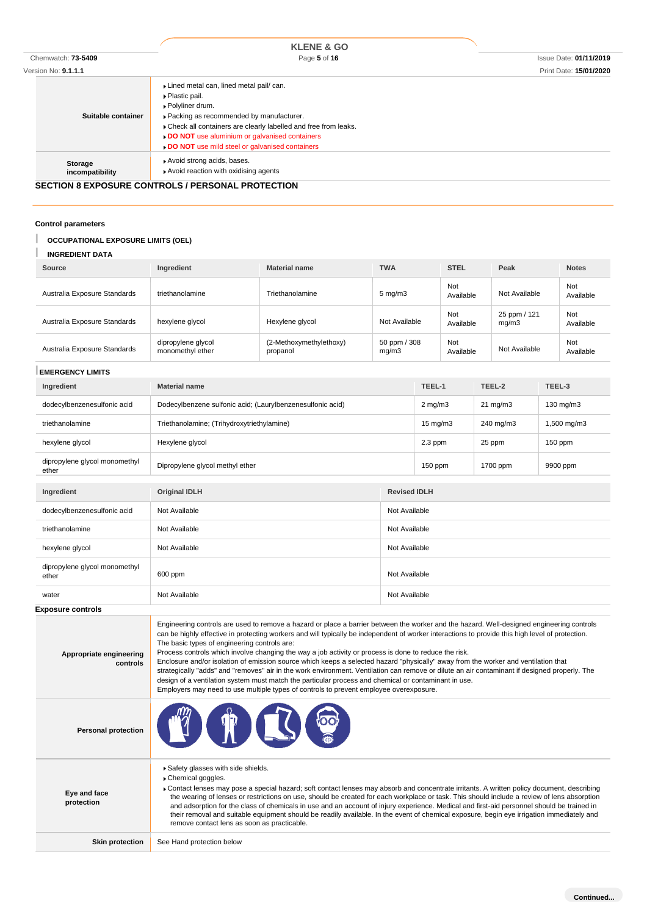| | |
|---|---|
| **Suitable container** | - Lined metal can, lined metal pail/ can.<br>- Plastic pail.<br>- Polyliner drum.<br>- Packing as recommended by manufacturer.<br>- Check all containers are clearly labelled and free from leaks.<br>- **DO NOT** use aluminium or galvanised containers<br>- **DO NOT** use mild steel or galvanised containers |
| **Storage incompatibility** | - Avoid strong acids, bases.<br>- Avoid reaction with oxidising agents |

## SECTION 8 EXPOSURE CONTROLS / PERSONAL PROTECTION

### Control parameters

#### OCCUPATIONAL EXPOSURE LIMITS (OEL)

#### INGREDIENT DATA

| Source | Ingredient | Material name | TWA | STEL | Peak | Notes |
|---|---|---|---|---|---|---|
| Australia Exposure Standards | triethanolamine | Triethanolamine | 5 mg/m3 | Not Available | Not Available | Not Available |
| Australia Exposure Standards | hexylene glycol | Hexylene glycol | Not Available | Not Available | 25 ppm / 121 mg/m3 | Not Available |
| Australia Exposure Standards | dipropylene glycol monomethyl ether | (2-Methoxymethylethoxy) propanol | 50 ppm / 308 mg/m3 | Not Available | Not Available | Not Available |

#### EMERGENCY LIMITS

| Ingredient | Material name | TEEL-1 | TEEL-2 | TEEL-3 |
|---|---|---|---|---|
| dodecylbenzenesulfonic acid | Dodecylbenzene sulfonic acid; (Laurylbenzenesulfonic acid) | 2 mg/m3 | 21 mg/m3 | 130 mg/m3 |
| triethanolamine | Triethanolamine; (Trihydroxytriethylamine) | 15 mg/m3 | 240 mg/m3 | 1,500 mg/m3 |
| hexylene glycol | Hexylene glycol | 2.3 ppm | 25 ppm | 150 ppm |
| dipropylene glycol monomethyl ether | Dipropylene glycol methyl ether | 150 ppm | 1700 ppm | 9900 ppm |

| Ingredient | Original IDLH | Revised IDLH |
|---|---|---|
| dodecylbenzenesulfonic acid | Not Available | Not Available |
| triethanolamine | Not Available | Not Available |
| hexylene glycol | Not Available | Not Available |
| dipropylene glycol monomethyl ether | 600 ppm | Not Available |
| water | Not Available | Not Available |

### Exposure controls

| | |
|---|---|
| **Appropriate engineering controls** | Engineering controls are used to remove a hazard or place a barrier between the worker and the hazard. Well-designed engineering controls can be highly effective in protecting workers and will typically be independent of worker interactions to provide this high level of protection.<br>The basic types of engineering controls are:<br>Process controls which involve changing the way a job activity or process is done to reduce the risk.<br>Enclosure and/or isolation of emission source which keeps a selected hazard "physically" away from the worker and ventilation that strategically "adds" and "removes" air in the work environment. Ventilation can remove or dilute an air contaminant if designed properly. The design of a ventilation system must match the particular process and chemical or contaminant in use.<br>Employers may need to use multiple types of controls to prevent employee overexposure. |
| **Personal protection** | |
| **Eye and face protection** | - Safety glasses with side shields.<br>- Chemical goggles.<br>- Contact lenses may pose a special hazard; soft contact lenses may absorb and concentrate irritants. A written policy document, describing the wearing of lenses or restrictions on use, should be created for each workplace or task. This should include a review of lens absorption and adsorption for the class of chemicals in use and an account of injury experience. Medical and first-aid personnel should be trained in their removal and suitable equipment should be readily available. In the event of chemical exposure, begin eye irrigation immediately and remove contact lens as soon as practicable. |
| **Skin protection** | See Hand protection below |

Continued...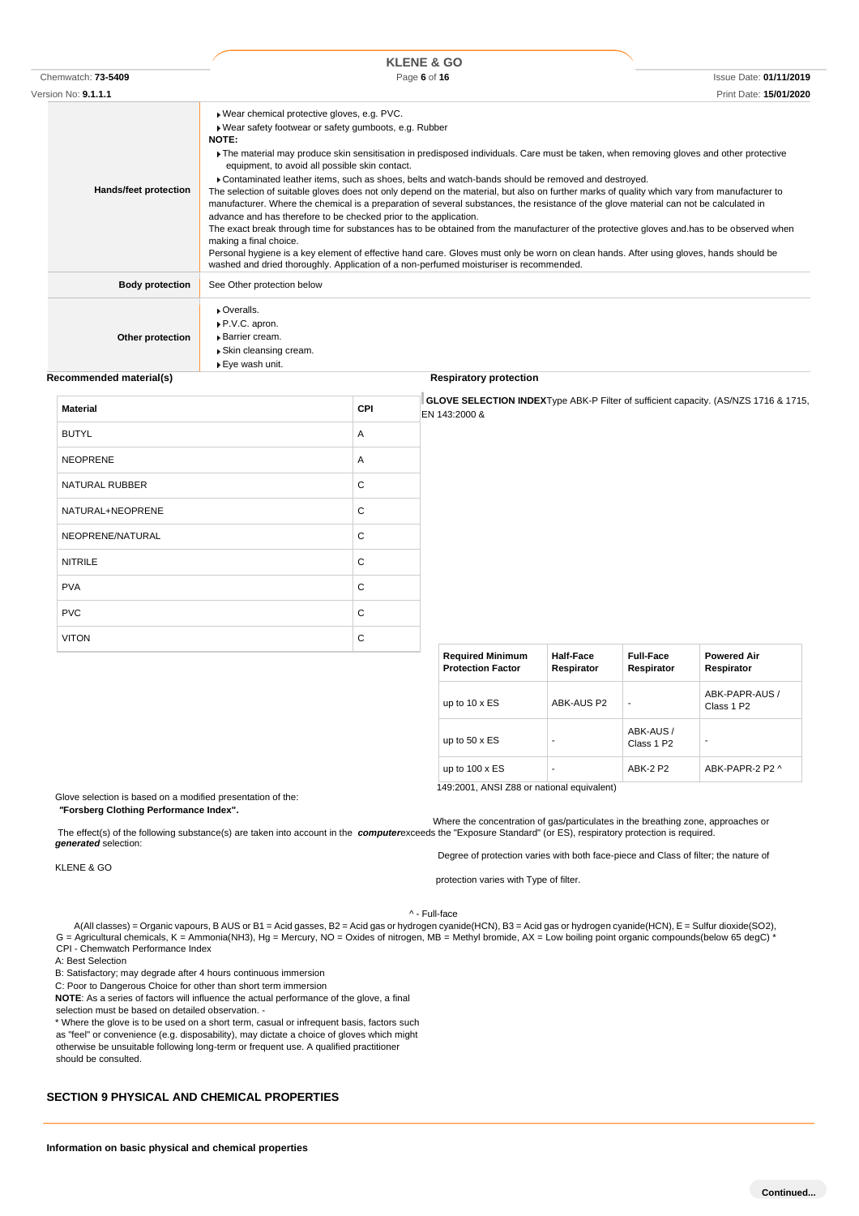| | |
|---|---|
| **Hands/feet protection** | Wear chemical protective gloves, e.g. PVC.<br>Wear safety footwear or safety gumboots, e.g. Rubber<br>**NOTE:**<br>The material may produce skin sensitisation in predisposed individuals. Care must be taken, when removing gloves and other protective equipment, to avoid all possible skin contact.<br>Contaminated leather items, such as shoes, belts and watch-bands should be removed and destroyed.<br>The selection of suitable gloves does not only depend on the material, but also on further marks of quality which vary from manufacturer to manufacturer. Where the chemical is a preparation of several substances, the resistance of the glove material can not be calculated in advance and has therefore to be checked prior to the application.<br>The exact break through time for substances has to be obtained from the manufacturer of the protective gloves and.has to be observed when making a final choice.<br>Personal hygiene is a key element of effective hand care. Gloves must only be worn on clean hands. After using gloves, hands should be washed and dried thoroughly. Application of a non-perfumed moisturiser is recommended. |
| **Body protection** | See Other protection below |
| **Other protection** | Overalls.<br>P.V.C. apron.<br>Barrier cream.<br>Skin cleansing cream.<br>Eye wash unit. |

**Recommended material(s)**

**GLOVE SELECTION INDEX**

Glove selection is based on a modified presentation of the:

*"***Forsberg Clothing Performance Index".**

The effect(s) of the following substance(s) are taken into account in the ***computer generated*** selection:

KLENE & GO

| Material | CPI |
|---|---|
| BUTYL | A |
| NEOPRENE | A |
| NATURAL RUBBER | C |
| NATURAL+NEOPRENE | C |
| NEOPRENE/NATURAL | C |
| NITRILE | C |
| PVA | C |
| PVC | C |
| VITON | C |

\* CPI - Chemwatch Performance Index

A: Best Selection

B: Satisfactory; may degrade after 4 hours continuous immersion

C: Poor to Dangerous Choice for other than short term immersion

**NOTE**: As a series of factors will influence the actual performance of the glove, a final selection must be based on detailed observation. -

\* Where the glove is to be used on a short term, casual or infrequent basis, factors such as "feel" or convenience (e.g. disposability), may dictate a choice of gloves which might otherwise be unsuitable following long-term or frequent use. A qualified practitioner should be consulted.

**Respiratory protection**

Type ABK-P Filter of sufficient capacity. (AS/NZS 1716 & 1715, EN 143:2000 & 149:2001, ANSI Z88 or national equivalent)

Where the concentration of gas/particulates in the breathing zone, approaches or exceeds the "Exposure Standard" (or ES), respiratory protection is required.

Degree of protection varies with both face-piece and Class of filter; the nature of protection varies with Type of filter.

| Required Minimum Protection Factor | Half-Face Respirator | Full-Face Respirator | Powered Air Respirator |
|---|---|---|---|
| up to 10 x ES | ABK-AUS P2 | - | ABK-PAPR-AUS / Class 1 P2 |
| up to 50 x ES | - | ABK-AUS / Class 1 P2 | - |
| up to 100 x ES | - | ABK-2 P2 | ABK-PAPR-2 P2 ^ |

^ - Full-face

A(All classes) = Organic vapours, B AUS or B1 = Acid gasses, B2 = Acid gas or hydrogen cyanide(HCN), B3 = Acid gas or hydrogen cyanide(HCN), E = Sulfur dioxide($SO_2$), G = Agricultural chemicals, K = Ammonia($NH_3$), Hg = Mercury, NO = Oxides of nitrogen, MB = Methyl bromide, AX = Low boiling point organic compounds(below 65 degC)

## SECTION 9 PHYSICAL AND CHEMICAL PROPERTIES

**Information on basic physical and chemical properties**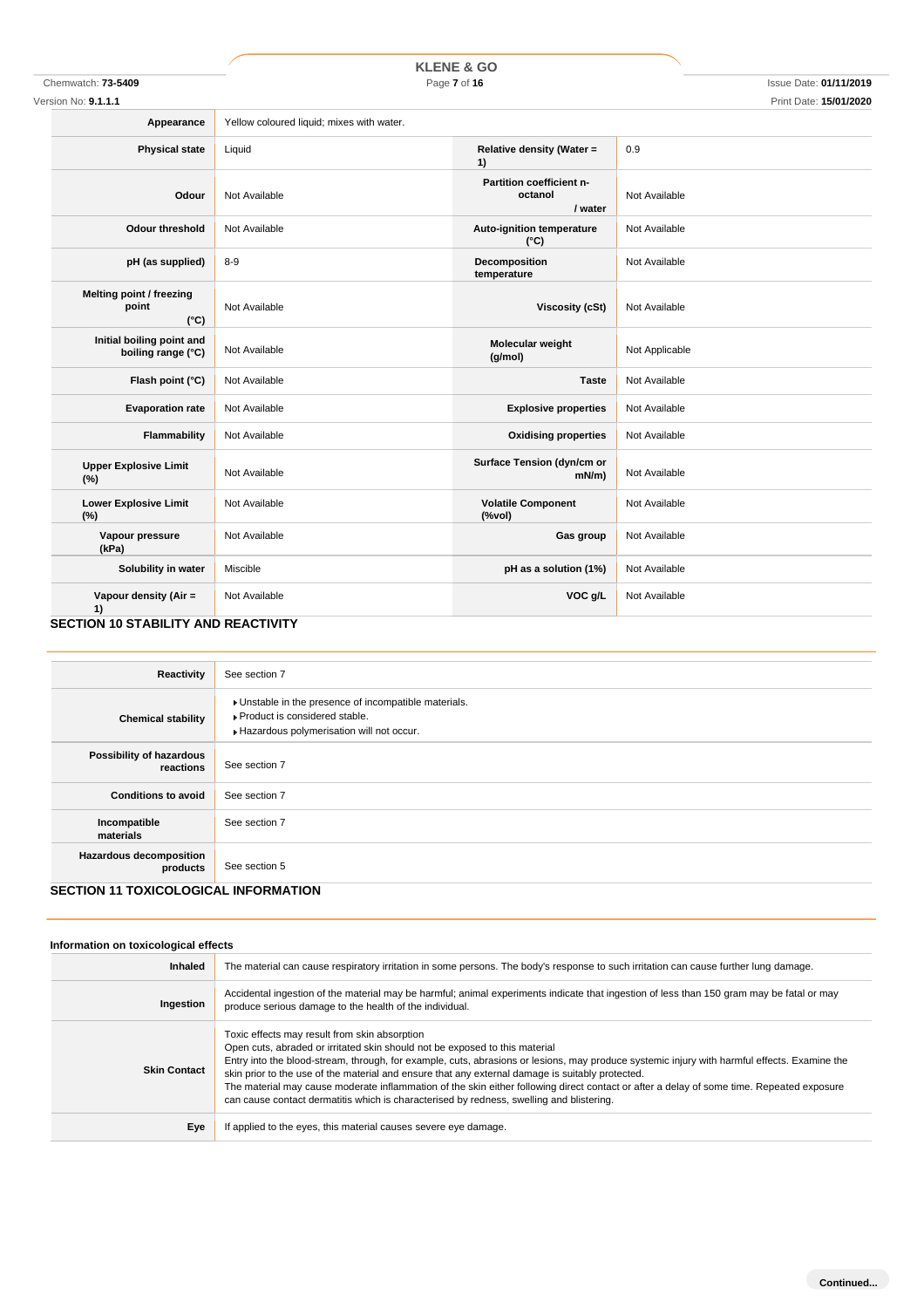| | | | |
|---|---|---|---|
| **Appearance** | Yellow coloured liquid; mixes with water. | | |
| **Physical state** | Liquid | **Relative density (Water = 1)** | 0.9 |
| **Odour** | Not Available | **Partition coefficient n-octanol / water** | Not Available |
| **Odour threshold** | Not Available | **Auto-ignition temperature (°C)** | Not Available |
| **pH (as supplied)** | 8-9 | **Decomposition temperature** | Not Available |
| **Melting point / freezing point (°C)** | Not Available | **Viscosity (cSt)** | Not Available |
| **Initial boiling point and boiling range (°C)** | Not Available | **Molecular weight (g/mol)** | Not Applicable |
| **Flash point (°C)** | Not Available | **Taste** | Not Available |
| **Evaporation rate** | Not Available | **Explosive properties** | Not Available |
| **Flammability** | Not Available | **Oxidising properties** | Not Available |
| **Upper Explosive Limit (%)** | Not Available | **Surface Tension (dyn/cm or mN/m)** | Not Available |
| **Lower Explosive Limit (%)** | Not Available | **Volatile Component (%vol)** | Not Available |
| **Vapour pressure (kPa)** | Not Available | **Gas group** | Not Available |
| **Solubility in water** | Miscible | **pH as a solution (1%)** | Not Available |
| **Vapour density (Air = 1)** | Not Available | **VOC g/L** | Not Available |

## SECTION 10 STABILITY AND REACTIVITY

| | |
|---|---|
| **Reactivity** | See section 7 |
| **Chemical stability** | ▸ Unstable in the presence of incompatible materials.<br>▸ Product is considered stable.<br>▸ Hazardous polymerisation will not occur. |
| **Possibility of hazardous reactions** | See section 7 |
| **Conditions to avoid** | See section 7 |
| **Incompatible materials** | See section 7 |
| **Hazardous decomposition products** | See section 5 |

## SECTION 11 TOXICOLOGICAL INFORMATION

### Information on toxicological effects

| | |
|---|---|
| **Inhaled** | The material can cause respiratory irritation in some persons. The body's response to such irritation can cause further lung damage. |
| **Ingestion** | Accidental ingestion of the material may be harmful; animal experiments indicate that ingestion of less than 150 gram may be fatal or may produce serious damage to the health of the individual. |
| **Skin Contact** | Toxic effects may result from skin absorption<br>Open cuts, abraded or irritated skin should not be exposed to this material<br>Entry into the blood-stream, through, for example, cuts, abrasions or lesions, may produce systemic injury with harmful effects. Examine the skin prior to the use of the material and ensure that any external damage is suitably protected.<br>The material may cause moderate inflammation of the skin either following direct contact or after a delay of some time. Repeated exposure can cause contact dermatitis which is characterised by redness, swelling and blistering. |
| **Eye** | If applied to the eyes, this material causes severe eye damage. |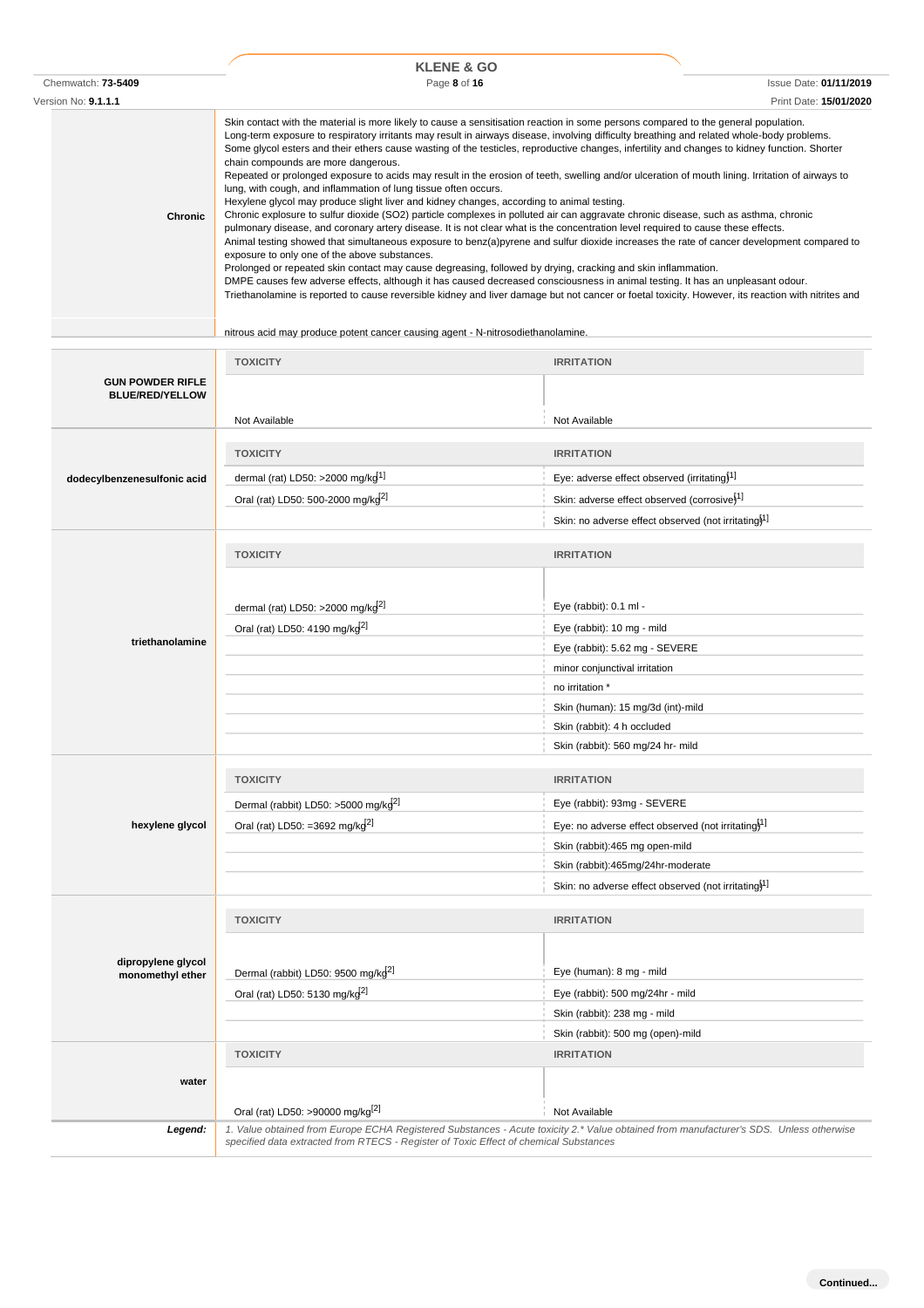| | |
|---|---|
| **Chronic** | Skin contact with the material is more likely to cause a sensitisation reaction in some persons compared to the general population. Long-term exposure to respiratory irritants may result in airways disease, involving difficulty breathing and related whole-body problems. Some glycol esters and their ethers cause wasting of the testicles, reproductive changes, infertility and changes to kidney function. Shorter chain compounds are more dangerous. Repeated or prolonged exposure to acids may result in the erosion of teeth, swelling and/or ulceration of mouth lining. Irritation of airways to lung, with cough, and inflammation of lung tissue often occurs. Hexylene glycol may produce slight liver and kidney changes, according to animal testing. Chronic explosure to sulfur dioxide (SO2) particle complexes in polluted air can aggravate chronic disease, such as asthma, chronic pulmonary disease, and coronary artery disease. It is not clear what is the concentration level required to cause these effects. Animal testing showed that simultaneous exposure to benz(a)pyrene and sulfur dioxide increases the rate of cancer development compared to exposure to only one of the above substances. Prolonged or repeated skin contact may cause degreasing, followed by drying, cracking and skin inflammation. DMPE causes few adverse effects, although it has caused decreased consciousness in animal testing. It has an unpleasant odour. Triethanolamine is reported to cause reversible kidney and liver damage but not cancer or foetal toxicity. However, its reaction with nitrites and nitrous acid may produce potent cancer causing agent - N-nitrosodiethanolamine. |

| | TOXICITY | IRRITATION |
|---|---|---|
| **GUN POWDER RIFLE BLUE/RED/YELLOW** | Not Available | Not Available |

| | TOXICITY | IRRITATION |
|---|---|---|
| **dodecylbenzenesulfonic acid** | dermal (rat) LD50: >2000 mg/kg[1] | Eye: adverse effect observed (irritating)[1] |
| | Oral (rat) LD50: 500-2000 mg/kg[2] | Skin: adverse effect observed (corrosive)[1] |
| | | Skin: no adverse effect observed (not irritating)[1] |

| | TOXICITY | IRRITATION |
|---|---|---|
| **triethanolamine** | dermal (rat) LD50: >2000 mg/kg[2] | Eye (rabbit): 0.1 ml - |
| | Oral (rat) LD50: 4190 mg/kg[2] | Eye (rabbit): 10 mg - mild |
| | | Eye (rabbit): 5.62 mg - SEVERE |
| | | minor conjunctival irritation |
| | | no irritation * |
| | | Skin (human): 15 mg/3d (int)-mild |
| | | Skin (rabbit): 4 h occluded |
| | | Skin (rabbit): 560 mg/24 hr- mild |

| | TOXICITY | IRRITATION |
|---|---|---|
| **hexylene glycol** | Dermal (rabbit) LD50: >5000 mg/kg[2] | Eye (rabbit): 93mg - SEVERE |
| | Oral (rat) LD50: =3692 mg/kg[2] | Eye: no adverse effect observed (not irritating)[1] |
| | | Skin (rabbit):465 mg open-mild |
| | | Skin (rabbit):465mg/24hr-moderate |
| | | Skin: no adverse effect observed (not irritating)[1] |

| | TOXICITY | IRRITATION |
|---|---|---|
| **dipropylene glycol monomethyl ether** | Dermal (rabbit) LD50: 9500 mg/kg[2] | Eye (human): 8 mg - mild |
| | Oral (rat) LD50: 5130 mg/kg[2] | Eye (rabbit): 500 mg/24hr - mild |
| | | Skin (rabbit): 238 mg - mild |
| | | Skin (rabbit): 500 mg (open)-mild |

| | TOXICITY | IRRITATION |
|---|---|---|
| **water** | Oral (rat) LD50: >90000 mg/kg[2] | Not Available |

***Legend:*** *1. Value obtained from Europe ECHA Registered Substances - Acute toxicity 2.\* Value obtained from manufacturer's SDS. Unless otherwise specified data extracted from RTECS - Register of Toxic Effect of chemical Substances*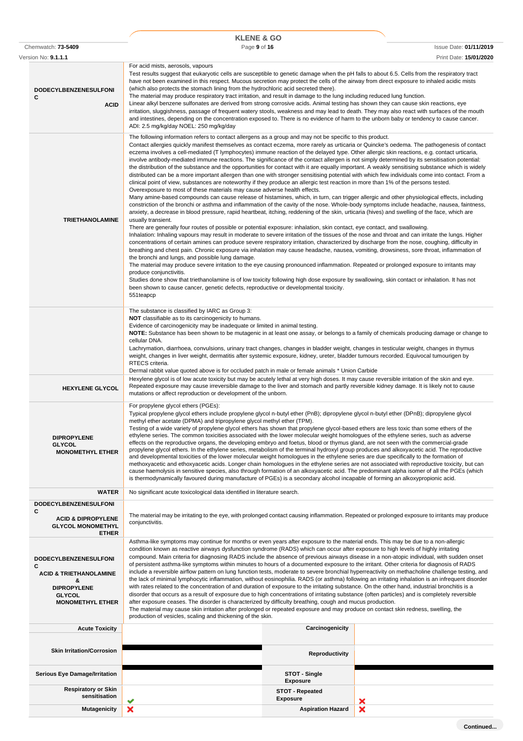| | |
|---|---|
| **DODECYLBENZENESULFONIC ACID** | For acid mists, aerosols, vapours<br>Test results suggest that eukaryotic cells are susceptible to genetic damage when the pH falls to about 6.5. Cells from the respiratory tract have not been examined in this respect. Mucous secretion may protect the cells of the airway from direct exposure to inhaled acidic mists (which also protects the stomach lining from the hydrochloric acid secreted there).<br>The material may produce respiratory tract irritation, and result in damage to the lung including reduced lung function.<br>Linear alkyl benzene sulfonates are derived from strong corrosive acids. Animal testing has shown they can cause skin reactions, eye irritation, sluggishness, passage of frequent watery stools, weakness and may lead to death. They may also react with surfaces of the mouth and intestines, depending on the concentration exposed to. There is no evidence of harm to the unborn baby or tendency to cause cancer.<br>ADI: 2.5 mg/kg/day NOEL: 250 mg/kg/day |
| **TRIETHANOLAMINE** | The following information refers to contact allergens as a group and may not be specific to this product.<br>Contact allergies quickly manifest themselves as contact eczema, more rarely as urticaria or Quincke's oedema. The pathogenesis of contact eczema involves a cell-mediated (T lymphocytes) immune reaction of the delayed type. Other allergic skin reactions, e.g. contact urticaria, involve antibody-mediated immune reactions. The significance of the contact allergen is not simply determined by its sensitisation potential: the distribution of the substance and the opportunities for contact with it are equally important. A weakly sensitising substance which is widely distributed can be a more important allergen than one with stronger sensitising potential with which few individuals come into contact. From a clinical point of view, substances are noteworthy if they produce an allergic test reaction in more than 1% of the persons tested.<br>Overexposure to most of these materials may cause adverse health effects.<br>Many amine-based compounds can cause release of histamines, which, in turn, can trigger allergic and other physiological effects, including constriction of the bronchi or asthma and inflammation of the cavity of the nose. Whole-body symptoms include headache, nausea, faintness, anxiety, a decrease in blood pressure, rapid heartbeat, itching, reddening of the skin, urticaria (hives) and swelling of the face, which are usually transient.<br>There are generally four routes of possible or potential exposure: inhalation, skin contact, eye contact, and swallowing.<br>Inhalation: Inhaling vapours may result in moderate to severe irritation of the tissues of the nose and throat and can irritate the lungs. Higher concentrations of certain amines can produce severe respiratory irritation, characterized by discharge from the nose, coughing, difficulty in breathing and chest pain. Chronic exposure via inhalation may cause headache, nausea, vomiting, drowsiness, sore throat, inflammation of the bronchi and lungs, and possible lung damage.<br>The material may produce severe irritation to the eye causing pronounced inflammation. Repeated or prolonged exposure to irritants may produce conjunctivitis.<br>Studies done show that triethanolamine is of low toxicity following high dose exposure by swallowing, skin contact or inhalation. It has not been shown to cause cancer, genetic defects, reproductive or developmental toxicity.<br>551teapcp<br><br>The substance is classified by IARC as Group 3:<br>**NOT** classifiable as to its carcinogenicity to humans.<br>Evidence of carcinogenicity may be inadequate or limited in animal testing.<br>**NOTE:** Substance has been shown to be mutagenic in at least one assay, or belongs to a family of chemicals producing damage or change to cellular DNA.<br>Lachrymation, diarrhoea, convulsions, urinary tract changes, changes in bladder weight, changes in testicular weight, changes in thymus weight, changes in liver weight, dermatitis after systemic exposure, kidney, ureter, bladder tumours recorded. Equivocal tumourigen by RTECS criteria.<br>Dermal rabbit value quoted above is for occluded patch in male or female animals * Union Carbide |
| **HEXYLENE GLYCOL** | Hexylene glycol is of low acute toxicity but may be acutely lethal at very high doses. It may cause reversible irritation of the skin and eye. Repeated exposure may cause irreversible damage to the liver and stomach and partly reversible kidney damage. It is likely not to cause mutations or affect reproduction or development of the unborn. |
| **DIPROPYLENE GLYCOL MONOMETHYL ETHER** | For propylene glycol ethers (PGEs):<br>Typical propylene glycol ethers include propylene glycol n-butyl ether (PnB); dipropylene glycol n-butyl ether (DPnB); dipropylene glycol methyl ether acetate (DPMA) and tripropylene glycol methyl ether (TPM).<br>Testing of a wide variety of propylene glycol ethers has shown that propylene glycol-based ethers are less toxic than some ethers of the ethylene series. The common toxicities associated with the lower molecular weight homologues of the ethylene series, such as adverse effects on the reproductive organs, the developing embryo and foetus, blood or thymus gland, are not seen with the commercial-grade propylene glycol ethers. In the ethylene series, metabolism of the terminal hydroxyl group produces and alkoxyacetic acid. The reproductive and developmental toxicities of the lower molecular weight homologues in the ethylene series are due specifically to the formation of methoxyacetic and ethoxyacetic acids. Longer chain homologues in the ethylene series are not associated with reproductive toxicity, but can cause haemolysis in sensitive species, also through formation of an alkoxyacetic acid. The predominant alpha isomer of all the PGEs (which is thermodynamically favoured during manufacture of PGEs) is a secondary alcohol incapable of forming an alkoxypropionic acid. |
| **WATER** | No significant acute toxicological data identified in literature search. |
| **DODECYLBENZENESULFONIC ACID & DIPROPYLENE GLYCOL MONOMETHYL ETHER** | The material may be irritating to the eye, with prolonged contact causing inflammation. Repeated or prolonged exposure to irritants may produce conjunctivitis. |
| **DODECYLBENZENESULFONIC ACID & TRIETHANOLAMINE & DIPROPYLENE GLYCOL MONOMETHYL ETHER** | Asthma-like symptoms may continue for months or even years after exposure to the material ends. This may be due to a non-allergic condition known as reactive airways dysfunction syndrome (RADS) which can occur after exposure to high levels of highly irritating compound. Main criteria for diagnosing RADS include the absence of previous airways disease in a non-atopic individual, with sudden onset of persistent asthma-like symptoms within minutes to hours of a documented exposure to the irritant. Other criteria for diagnosis of RADS include a reversible airflow pattern on lung function tests, moderate to severe bronchial hyperreactivity on methacholine challenge testing, and the lack of minimal lymphocytic inflammation, without eosinophilia. RADS (or asthma) following an irritating inhalation is an infrequent disorder with rates related to the concentration of and duration of exposure to the irritating substance. On the other hand, industrial bronchitis is a disorder that occurs as a result of exposure due to high concentrations of irritating substance (often particles) and is completely reversible after exposure ceases. The disorder is characterized by difficulty breathing, cough and mucus production.<br>The material may cause skin irritation after prolonged or repeated exposure and may produce on contact skin redness, swelling, the production of vesicles, scaling and thickening of the skin. |

| | | | |
|---|---|---|---|
| **Acute Toxicity** | | **Carcinogenicity** | |
| **Skin Irritation/Corrosion** | ■ | **Reproductivity** | |
| **Serious Eye Damage/Irritation** | ■ | **STOT - Single Exposure** | ■ |
| **Respiratory or Skin sensitisation** | ✔ | **STOT - Repeated Exposure** | ✘ |
| **Mutagenicity** | ✘ | **Aspiration Hazard** | ✘ |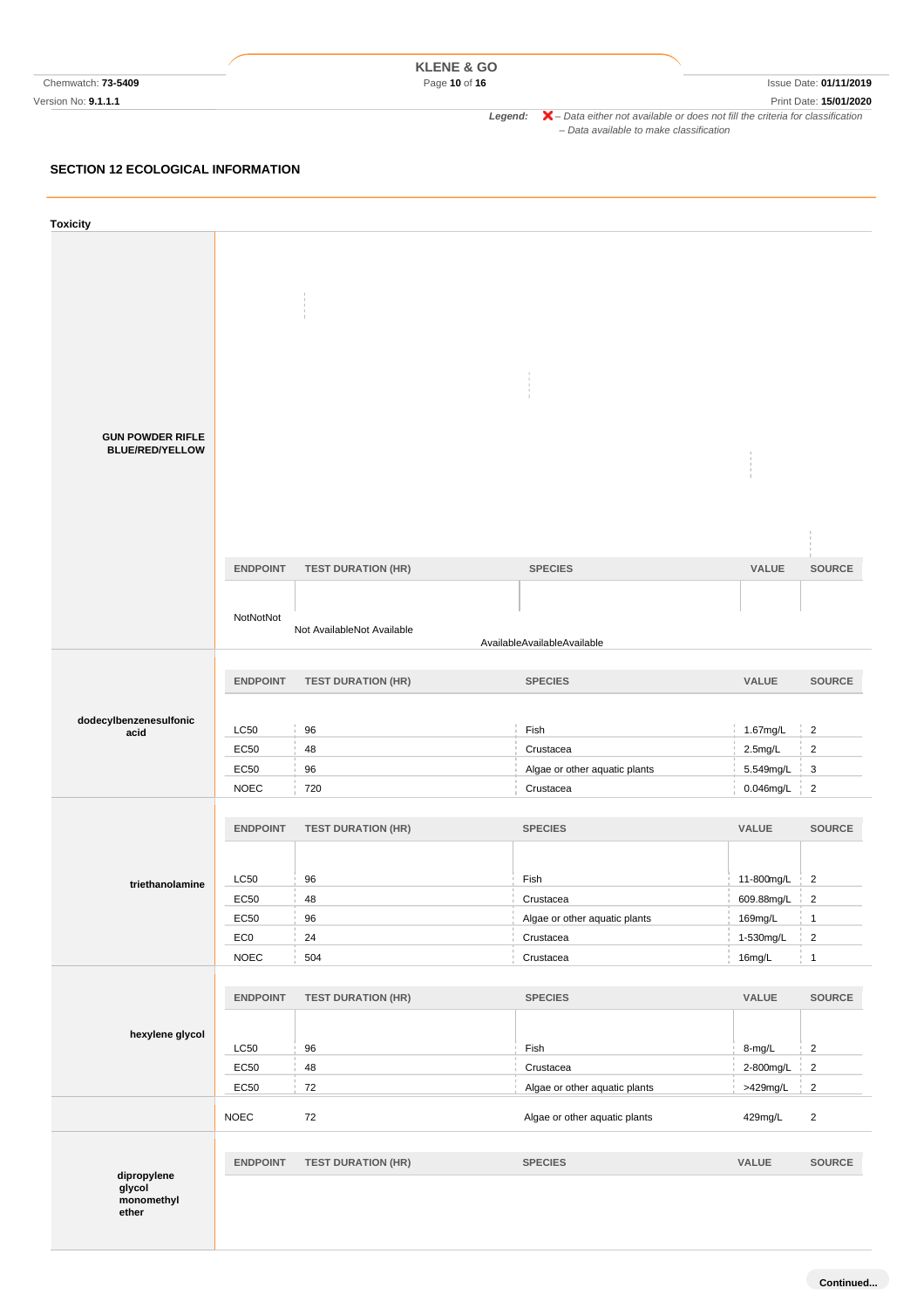Legend: ✗ – Data either not available or does not fill the criteria for classification
– Data available to make classification

## SECTION 12 ECOLOGICAL INFORMATION

### Toxicity

**GUN POWDER RIFLE BLUE/RED/YELLOW**

| ENDPOINT | TEST DURATION (HR) | SPECIES | VALUE | SOURCE |
|---|---|---|---|---|
| NotNotNot | Not AvailableNot Available | AvailableAvailableAvailable | | |

**dodecylbenzenesulfonic acid**

| ENDPOINT | TEST DURATION (HR) | SPECIES | VALUE | SOURCE |
|---|---|---|---|---|
| LC50 | 96 | Fish | 1.67mg/L | 2 |
| EC50 | 48 | Crustacea | 2.5mg/L | 2 |
| EC50 | 96 | Algae or other aquatic plants | 5.549mg/L | 3 |
| NOEC | 720 | Crustacea | 0.046mg/L | 2 |

**triethanolamine**

| ENDPOINT | TEST DURATION (HR) | SPECIES | VALUE | SOURCE |
|---|---|---|---|---|
| LC50 | 96 | Fish | 11-800mg/L | 2 |
| EC50 | 48 | Crustacea | 609.88mg/L | 2 |
| EC50 | 96 | Algae or other aquatic plants | 169mg/L | 1 |
| EC0 | 24 | Crustacea | 1-530mg/L | 2 |
| NOEC | 504 | Crustacea | 16mg/L | 1 |

**hexylene glycol**

| ENDPOINT | TEST DURATION (HR) | SPECIES | VALUE | SOURCE |
|---|---|---|---|---|
| LC50 | 96 | Fish | 8-mg/L | 2 |
| EC50 | 48 | Crustacea | 2-800mg/L | 2 |
| EC50 | 72 | Algae or other aquatic plants | >429mg/L | 2 |
| NOEC | 72 | Algae or other aquatic plants | 429mg/L | 2 |

**dipropylene glycol monomethyl ether**

| ENDPOINT | TEST DURATION (HR) | SPECIES | VALUE | SOURCE |
|---|---|---|---|---|

Continued...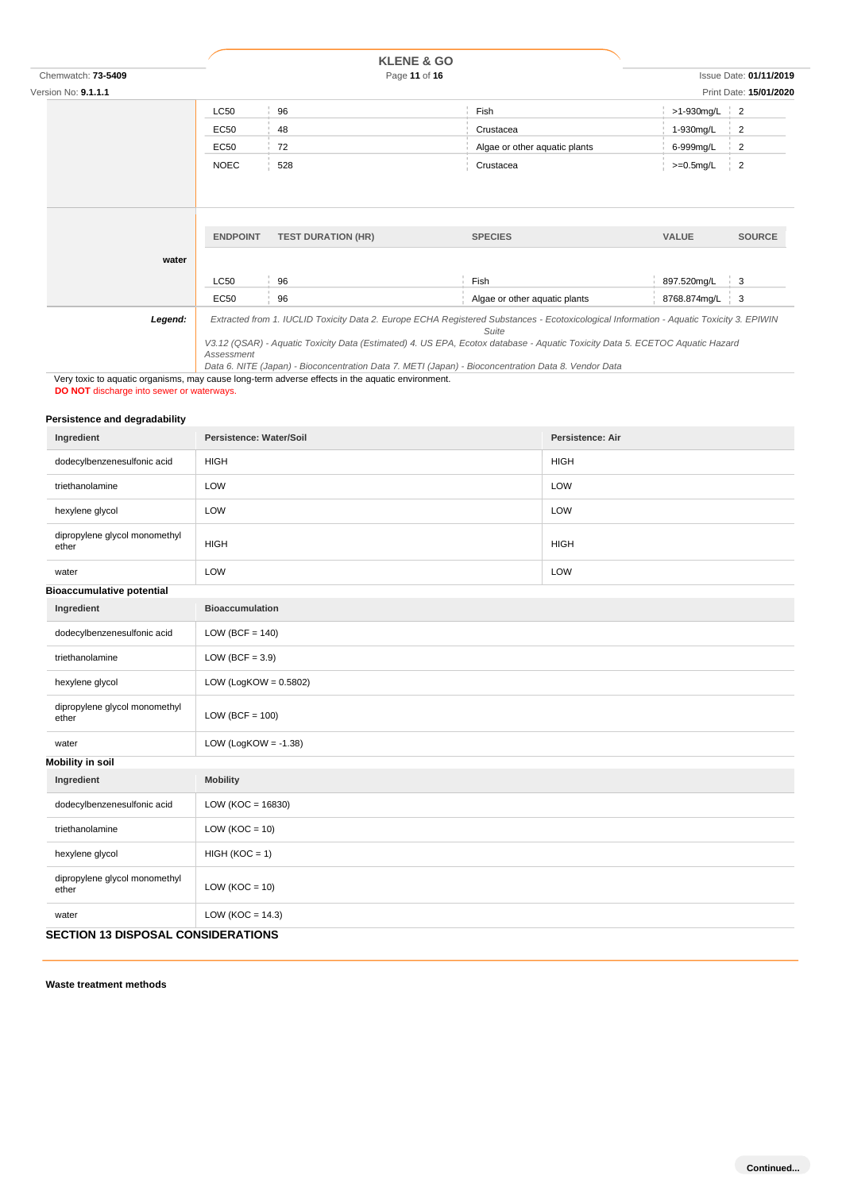| | ENDPOINT | TEST DURATION (HR) | SPECIES | VALUE | SOURCE |
|---|---|---|---|---|---|
| | LC50 | 96 | Fish | >1-930mg/L | 2 |
| | EC50 | 48 | Crustacea | 1-930mg/L | 2 |
| | EC50 | 72 | Algae or other aquatic plants | 6-999mg/L | 2 |
| | NOEC | 528 | Crustacea | >=0.5mg/L | 2 |

| | ENDPOINT | TEST DURATION (HR) | SPECIES | VALUE | SOURCE |
|---|---|---|---|---|---|
| **water** | LC50 | 96 | Fish | 897.520mg/L | 3 |
| | EC50 | 96 | Algae or other aquatic plants | 8768.874mg/L | 3 |

***Legend:*** *Extracted from 1. IUCLID Toxicity Data 2. Europe ECHA Registered Substances - Ecotoxicological Information - Aquatic Toxicity 3. EPIWIN Suite V3.12 (QSAR) - Aquatic Toxicity Data (Estimated) 4. US EPA, Ecotox database - Aquatic Toxicity Data 5. ECETOC Aquatic Hazard Assessment Data 6. NITE (Japan) - Bioconcentration Data 7. METI (Japan) - Bioconcentration Data 8. Vendor Data*

Very toxic to aquatic organisms, may cause long-term adverse effects in the aquatic environment.
**DO NOT** discharge into sewer or waterways.

### Persistence and degradability

| Ingredient | Persistence: Water/Soil | Persistence: Air |
|---|---|---|
| dodecylbenzenesulfonic acid | HIGH | HIGH |
| triethanolamine | LOW | LOW |
| hexylene glycol | LOW | LOW |
| dipropylene glycol monomethyl ether | HIGH | HIGH |
| water | LOW | LOW |

### Bioaccumulative potential

| Ingredient | Bioaccumulation |
|---|---|
| dodecylbenzenesulfonic acid | LOW (BCF = 140) |
| triethanolamine | LOW (BCF = 3.9) |
| hexylene glycol | LOW (LogKOW = 0.5802) |
| dipropylene glycol monomethyl ether | LOW (BCF = 100) |
| water | LOW (LogKOW = -1.38) |

### Mobility in soil

| Ingredient | Mobility |
|---|---|
| dodecylbenzenesulfonic acid | LOW (KOC = 16830) |
| triethanolamine | LOW (KOC = 10) |
| hexylene glycol | HIGH (KOC = 1) |
| dipropylene glycol monomethyl ether | LOW (KOC = 10) |
| water | LOW (KOC = 14.3) |

## SECTION 13 DISPOSAL CONSIDERATIONS

### Waste treatment methods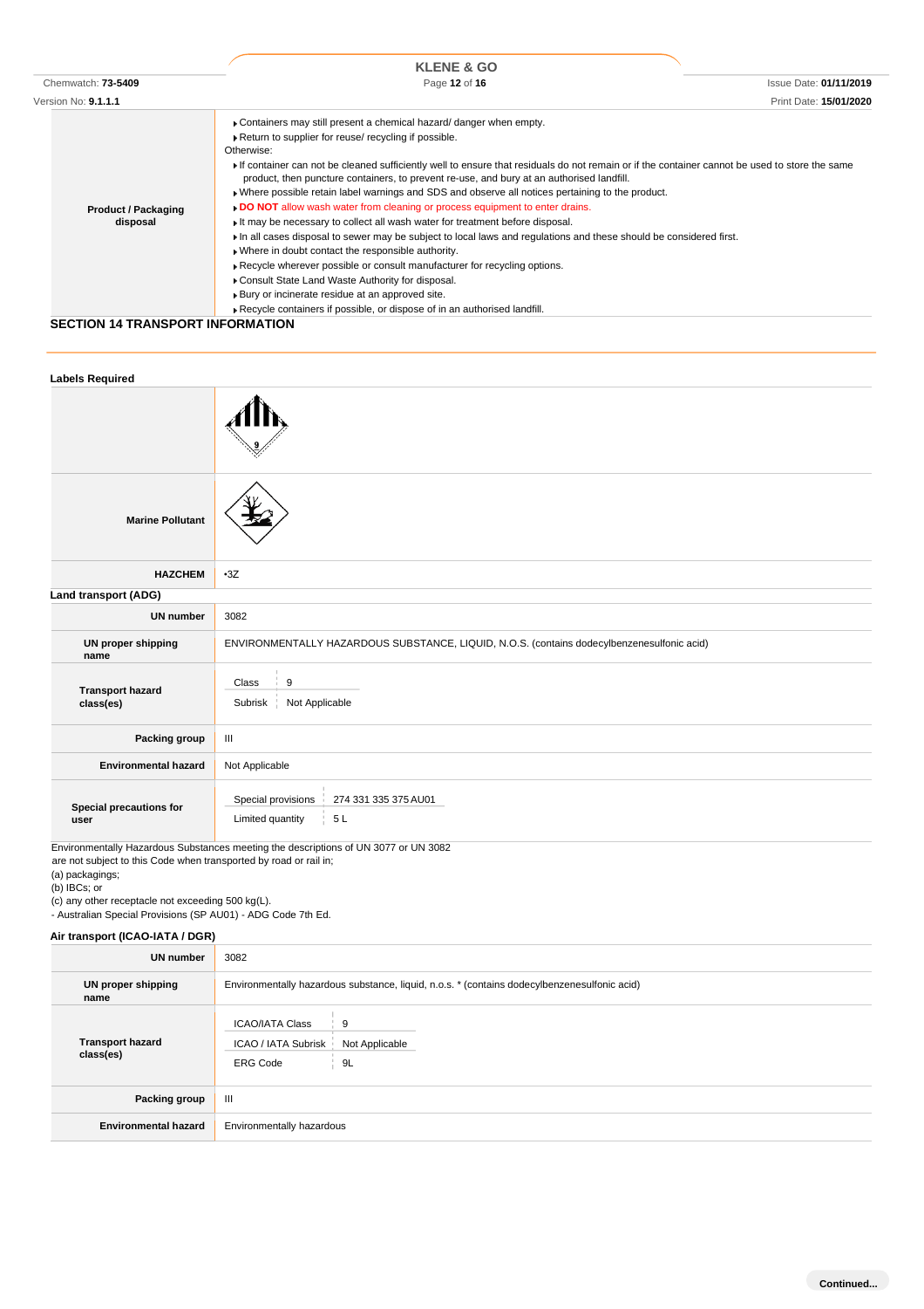| | |
|---|---|
| **Product / Packaging disposal** | ▸ Containers may still present a chemical hazard/ danger when empty.<br>▸ Return to supplier for reuse/ recycling if possible.<br>Otherwise:<br>▸ If container can not be cleaned sufficiently well to ensure that residuals do not remain or if the container cannot be used to store the same product, then puncture containers, to prevent re-use, and bury at an authorised landfill.<br>▸ Where possible retain label warnings and SDS and observe all notices pertaining to the product.<br>▸ **DO NOT** allow wash water from cleaning or process equipment to enter drains.<br>▸ It may be necessary to collect all wash water for treatment before disposal.<br>▸ In all cases disposal to sewer may be subject to local laws and regulations and these should be considered first.<br>▸ Where in doubt contact the responsible authority.<br>▸ Recycle wherever possible or consult manufacturer for recycling options.<br>▸ Consult State Land Waste Authority for disposal.<br>▸ Bury or incinerate residue at an approved site.<br>▸ Recycle containers if possible, or dispose of in an authorised landfill. |

## SECTION 14 TRANSPORT INFORMATION

### Labels Required

| | |
|---|---|
| | |
| **Marine Pollutant** | |
| **HAZCHEM** | •3Z |

### Land transport (ADG)

| | |
|---|---|
| **UN number** | 3082 |
| **UN proper shipping name** | ENVIRONMENTALLY HAZARDOUS SUBSTANCE, LIQUID, N.O.S. (contains dodecylbenzenesulfonic acid) |
| **Transport hazard class(es)** | Class: 9<br>Subrisk: Not Applicable |
| **Packing group** | III |
| **Environmental hazard** | Not Applicable |
| **Special precautions for user** | Special provisions: 274 331 335 375 AU01<br>Limited quantity: 5 L |

Environmentally Hazardous Substances meeting the descriptions of UN 3077 or UN 3082 are not subject to this Code when transported by road or rail in;
(a) packagings;
(b) IBCs; or
(c) any other receptacle not exceeding 500 kg(L).
- Australian Special Provisions (SP AU01) - ADG Code 7th Ed.

### Air transport (ICAO-IATA / DGR)

| | |
|---|---|
| **UN number** | 3082 |
| **UN proper shipping name** | Environmentally hazardous substance, liquid, n.o.s. * (contains dodecylbenzenesulfonic acid) |
| **Transport hazard class(es)** | ICAO/IATA Class: 9<br>ICAO / IATA Subrisk: Not Applicable<br>ERG Code: 9L |
| **Packing group** | III |
| **Environmental hazard** | Environmentally hazardous |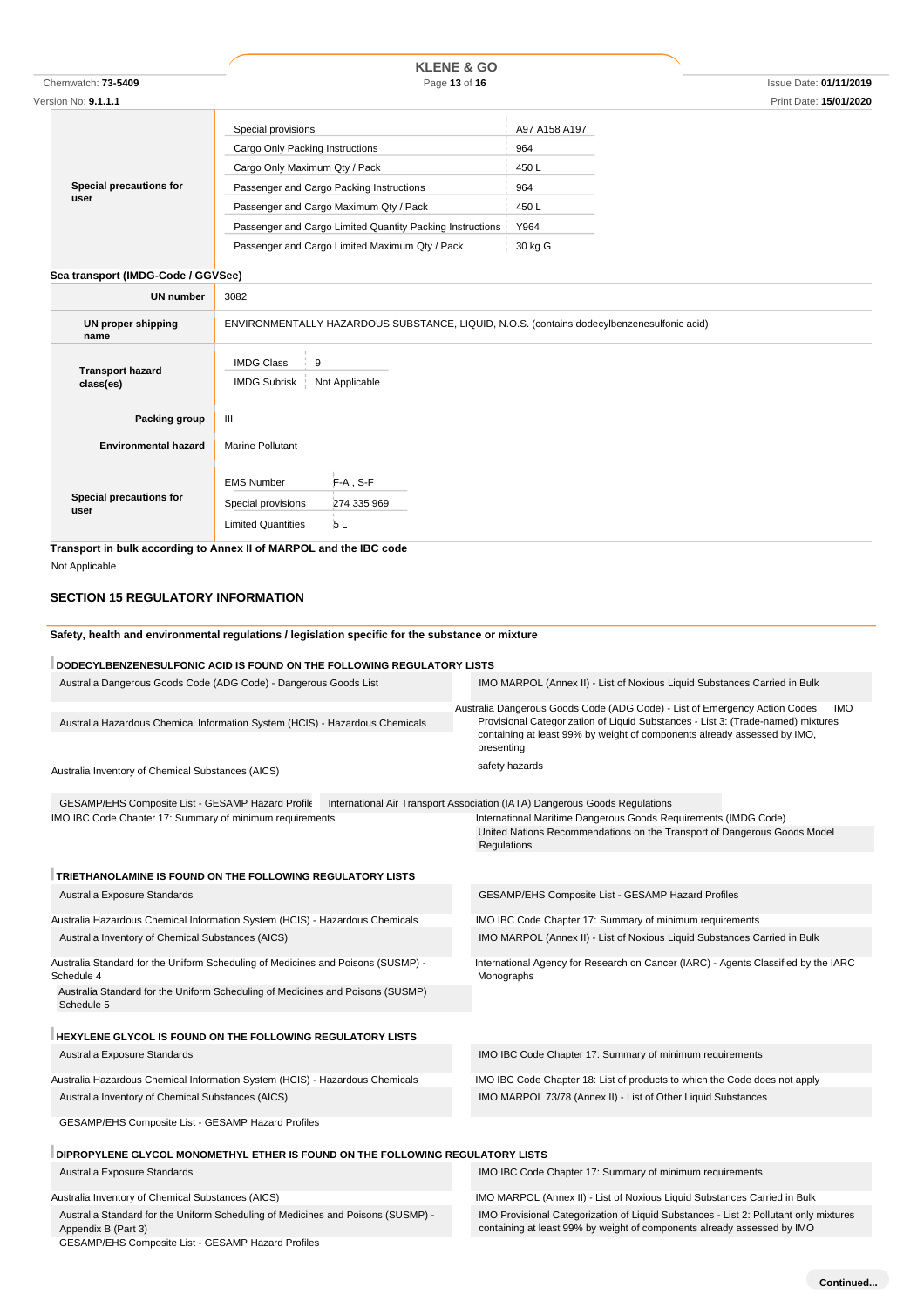| Special precautions for user | | |
|---|---|---|
| | Special provisions | A97 A158 A197 |
| | Cargo Only Packing Instructions | 964 |
| | Cargo Only Maximum Qty / Pack | 450 L |
| | Passenger and Cargo Packing Instructions | 964 |
| | Passenger and Cargo Maximum Qty / Pack | 450 L |
| | Passenger and Cargo Limited Quantity Packing Instructions | Y964 |
| | Passenger and Cargo Limited Maximum Qty / Pack | 30 kg G |

**Sea transport (IMDG-Code / GGVSee)**

| | |
|---|---|
| **UN number** | 3082 |
| **UN proper shipping name** | ENVIRONMENTALLY HAZARDOUS SUBSTANCE, LIQUID, N.O.S. (contains dodecylbenzenesulfonic acid) |
| **Transport hazard class(es)** | IMDG Class: 9<br>IMDG Subrisk: Not Applicable |
| **Packing group** | III |
| **Environmental hazard** | Marine Pollutant |
| **Special precautions for user** | EMS Number: F-A , S-F<br>Special provisions: 274 335 969<br>Limited Quantities: 5 L |

**Transport in bulk according to Annex II of MARPOL and the IBC code**

Not Applicable

## SECTION 15 REGULATORY INFORMATION

**Safety, health and environmental regulations / legislation specific for the substance or mixture**

**DODECYLBENZENESULFONIC ACID IS FOUND ON THE FOLLOWING REGULATORY LISTS**

- Australia Dangerous Goods Code (ADG Code) - Dangerous Goods List
- Australia Dangerous Goods Code (ADG Code) - List of Emergency Action Codes
- Australia Hazardous Chemical Information System (HCIS) - Hazardous Chemicals
- Australia Inventory of Chemical Substances (AICS)
- GESAMP/EHS Composite List - GESAMP Hazard Profiles
- IMO IBC Code Chapter 17: Summary of minimum requirements
- IMO MARPOL (Annex II) - List of Noxious Liquid Substances Carried in Bulk
- IMO Provisional Categorization of Liquid Substances - List 3: (Trade-named) mixtures containing at least 99% by weight of components already assessed by IMO, presenting safety hazards
- International Air Transport Association (IATA) Dangerous Goods Regulations
- International Maritime Dangerous Goods Requirements (IMDG Code)
- United Nations Recommendations on the Transport of Dangerous Goods Model Regulations

**TRIETHANOLAMINE IS FOUND ON THE FOLLOWING REGULATORY LISTS**

- Australia Exposure Standards
- Australia Hazardous Chemical Information System (HCIS) - Hazardous Chemicals
- Australia Inventory of Chemical Substances (AICS)
- Australia Standard for the Uniform Scheduling of Medicines and Poisons (SUSMP) - Schedule 4
- Australia Standard for the Uniform Scheduling of Medicines and Poisons (SUSMP) Schedule 5
- GESAMP/EHS Composite List - GESAMP Hazard Profiles
- IMO IBC Code Chapter 17: Summary of minimum requirements
- IMO MARPOL (Annex II) - List of Noxious Liquid Substances Carried in Bulk
- International Agency for Research on Cancer (IARC) - Agents Classified by the IARC Monographs

**HEXYLENE GLYCOL IS FOUND ON THE FOLLOWING REGULATORY LISTS**

- Australia Exposure Standards
- Australia Hazardous Chemical Information System (HCIS) - Hazardous Chemicals
- Australia Inventory of Chemical Substances (AICS)
- GESAMP/EHS Composite List - GESAMP Hazard Profiles
- IMO IBC Code Chapter 17: Summary of minimum requirements
- IMO IBC Code Chapter 18: List of products to which the Code does not apply
- IMO MARPOL 73/78 (Annex II) - List of Other Liquid Substances

**DIPROPYLENE GLYCOL MONOMETHYL ETHER IS FOUND ON THE FOLLOWING REGULATORY LISTS**

- Australia Exposure Standards
- Australia Inventory of Chemical Substances (AICS)
- Australia Standard for the Uniform Scheduling of Medicines and Poisons (SUSMP) - Appendix B (Part 3)
- GESAMP/EHS Composite List - GESAMP Hazard Profiles
- IMO IBC Code Chapter 17: Summary of minimum requirements
- IMO MARPOL (Annex II) - List of Noxious Liquid Substances Carried in Bulk
- IMO Provisional Categorization of Liquid Substances - List 2: Pollutant only mixtures containing at least 99% by weight of components already assessed by IMO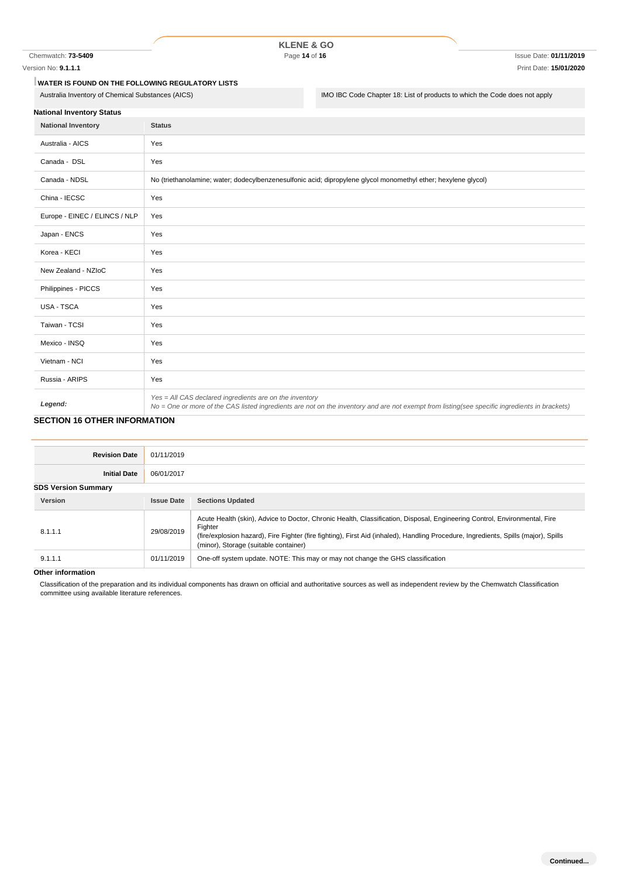### WATER IS FOUND ON THE FOLLOWING REGULATORY LISTS

| | |
|---|---|
| Australia Inventory of Chemical Substances (AICS) | IMO IBC Code Chapter 18: List of products to which the Code does not apply |

**National Inventory Status**

| National Inventory | Status |
|---|---|
| Australia - AICS | Yes |
| Canada - DSL | Yes |
| Canada - NDSL | No (triethanolamine; water; dodecylbenzenesulfonic acid; dipropylene glycol monomethyl ether; hexylene glycol) |
| China - IECSC | Yes |
| Europe - EINEC / ELINCS / NLP | Yes |
| Japan - ENCS | Yes |
| Korea - KECI | Yes |
| New Zealand - NZIoC | Yes |
| Philippines - PICCS | Yes |
| USA - TSCA | Yes |
| Taiwan - TCSI | Yes |
| Mexico - INSQ | Yes |
| Vietnam - NCI | Yes |
| Russia - ARIPS | Yes |
| ***Legend:*** | *Yes = All CAS declared ingredients are on the inventory*<br>*No = One or more of the CAS listed ingredients are not on the inventory and are not exempt from listing(see specific ingredients in brackets)* |

## SECTION 16 OTHER INFORMATION

| | |
|---|---|
| **Revision Date** | 01/11/2019 |
| **Initial Date** | 06/01/2017 |

**SDS Version Summary**

| Version | Issue Date | Sections Updated |
|---|---|---|
| 8.1.1.1 | 29/08/2019 | Acute Health (skin), Advice to Doctor, Chronic Health, Classification, Disposal, Engineering Control, Environmental, Fire Fighter (fire/explosion hazard), Fire Fighter (fire fighting), First Aid (inhaled), Handling Procedure, Ingredients, Spills (major), Spills (minor), Storage (suitable container) |
| 9.1.1.1 | 01/11/2019 | One-off system update. NOTE: This may or may not change the GHS classification |

**Other information**

Classification of the preparation and its individual components has drawn on official and authoritative sources as well as independent review by the Chemwatch Classification committee using available literature references.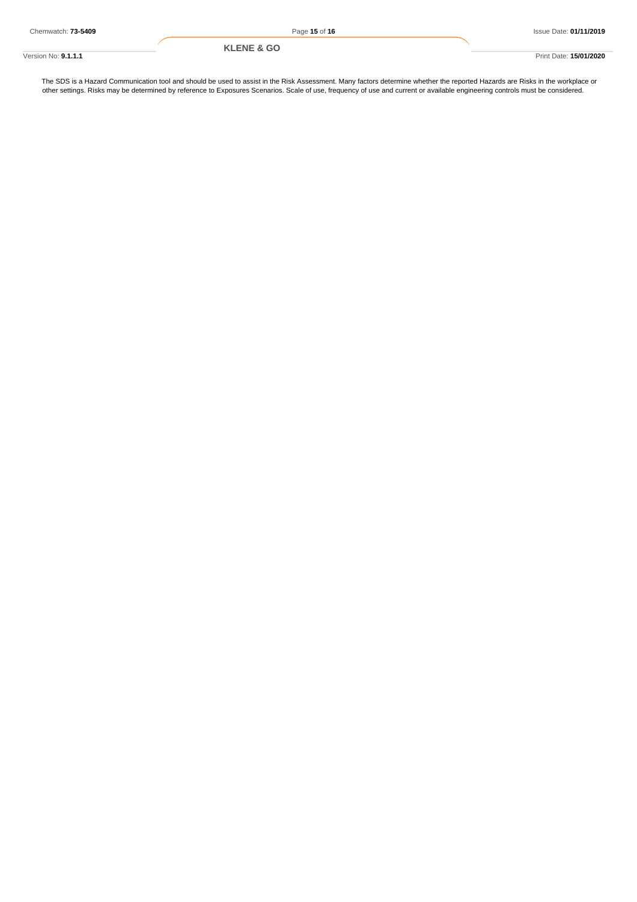The SDS is a Hazard Communication tool and should be used to assist in the Risk Assessment. Many factors determine whether the reported Hazards are Risks in the workplace or other settings. Risks may be determined by reference to Exposures Scenarios. Scale of use, frequency of use and current or available engineering controls must be considered.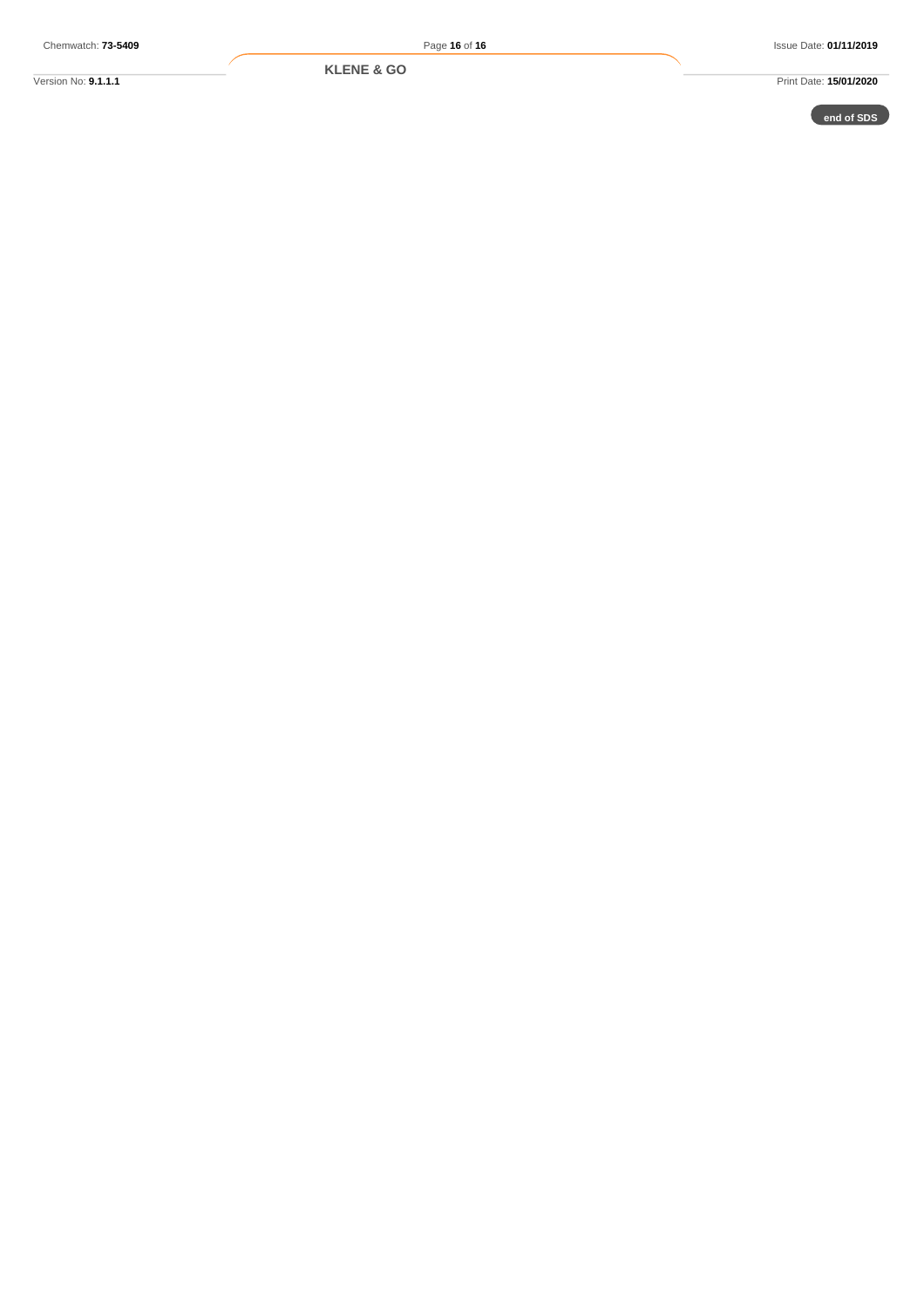end of SDS